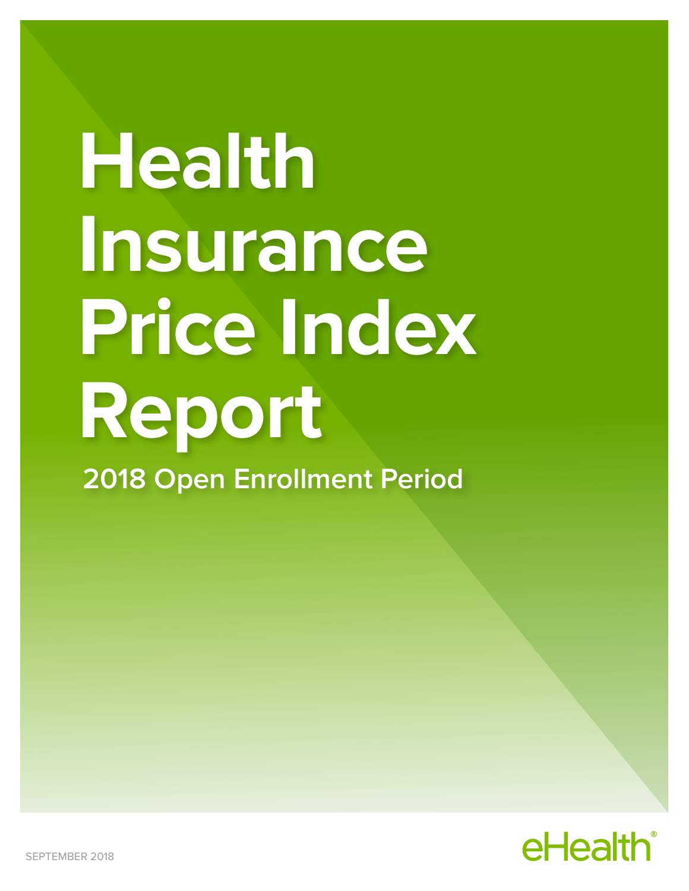# Health Insurance Price Index Report

## 2018 Open Enrollment Period

SEPTEMBER 2018

eHealth®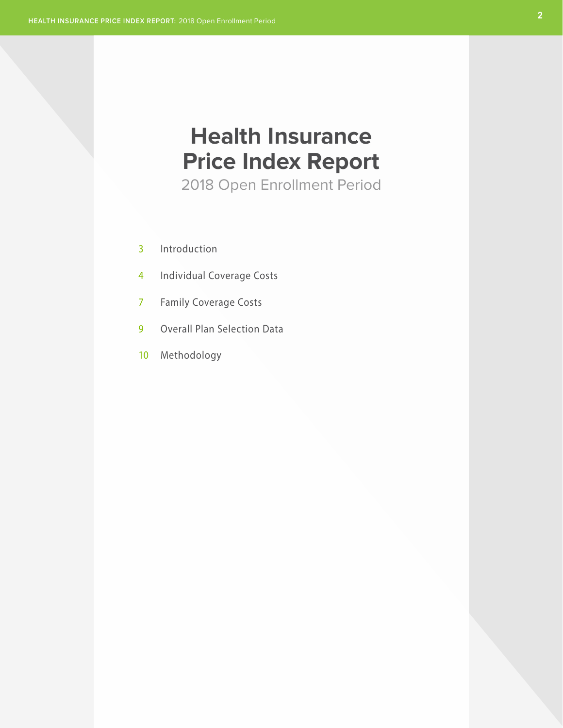# Health Insurance Price Index Report

2018 Open Enrollment Period

3 Introduction

4 Individual Coverage Costs

7 Family Coverage Costs

9 Overall Plan Selection Data

10 Methodology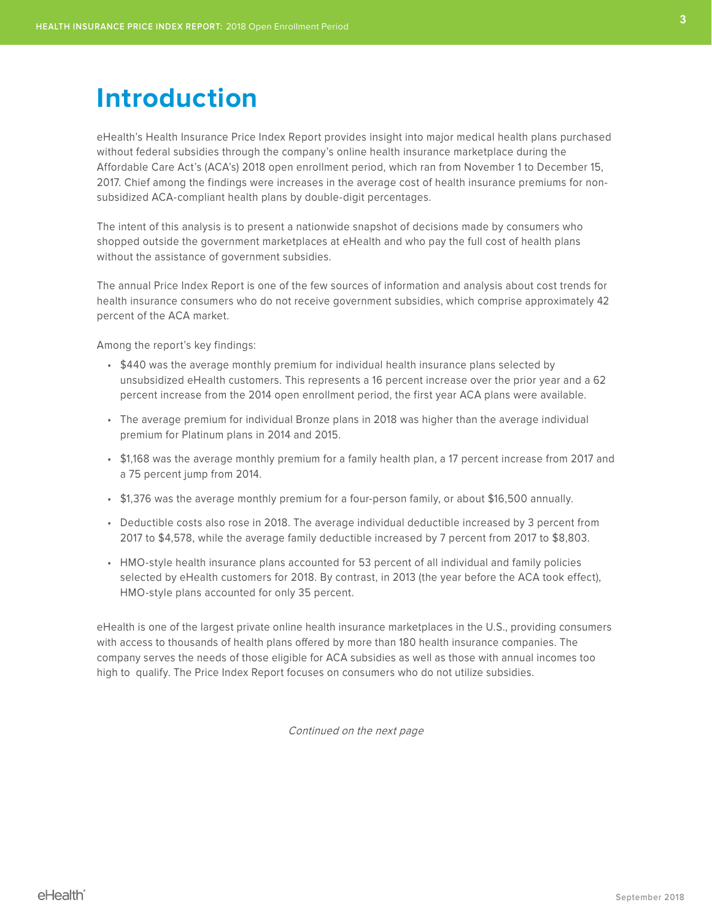# Introduction

eHealth's Health Insurance Price Index Report provides insight into major medical health plans purchased without federal subsidies through the company's online health insurance marketplace during the Affordable Care Act's (ACA's) 2018 open enrollment period, which ran from November 1 to December 15, 2017. Chief among the findings were increases in the average cost of health insurance premiums for non-subsidized ACA-compliant health plans by double-digit percentages.

The intent of this analysis is to present a nationwide snapshot of decisions made by consumers who shopped outside the government marketplaces at eHealth and who pay the full cost of health plans without the assistance of government subsidies.

The annual Price Index Report is one of the few sources of information and analysis about cost trends for health insurance consumers who do not receive government subsidies, which comprise approximately 42 percent of the ACA market.

Among the report's key findings:

- $440 was the average monthly premium for individual health insurance plans selected by unsubsidized eHealth customers. This represents a 16 percent increase over the prior year and a 62 percent increase from the 2014 open enrollment period, the first year ACA plans were available.
- The average premium for individual Bronze plans in 2018 was higher than the average individual premium for Platinum plans in 2014 and 2015.
- $1,168 was the average monthly premium for a family health plan, a 17 percent increase from 2017 and a 75 percent jump from 2014.
- $1,376 was the average monthly premium for a four-person family, or about $16,500 annually.
- Deductible costs also rose in 2018. The average individual deductible increased by 3 percent from 2017 to $4,578, while the average family deductible increased by 7 percent from 2017 to $8,803.
- HMO-style health insurance plans accounted for 53 percent of all individual and family policies selected by eHealth customers for 2018. By contrast, in 2013 (the year before the ACA took effect), HMO-style plans accounted for only 35 percent.

eHealth is one of the largest private online health insurance marketplaces in the U.S., providing consumers with access to thousands of health plans offered by more than 180 health insurance companies. The company serves the needs of those eligible for ACA subsidies as well as those with annual incomes too high to qualify. The Price Index Report focuses on consumers who do not utilize subsidies.

*Continued on the next page*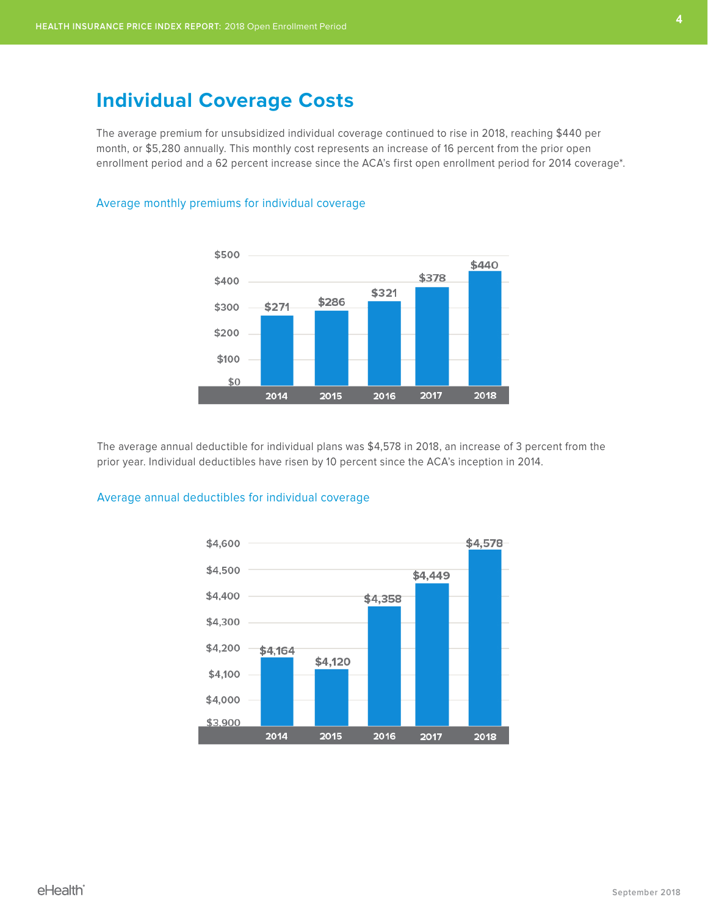## Individual Coverage Costs

The average premium for unsubsidized individual coverage continued to rise in 2018, reaching $440 per month, or $5,280 annually. This monthly cost represents an increase of 16 percent from the prior open enrollment period and a 62 percent increase since the ACA's first open enrollment period for 2014 coverage*.

### Average monthly premiums for individual coverage

| Year | Average monthly premium |
| --- | --- |
| 2014 | $271 |
| 2015 | $286 |
| 2016 | $321 |
| 2017 | $378 |
| 2018 | $440 |

The average annual deductible for individual plans was $4,578 in 2018, an increase of 3 percent from the prior year. Individual deductibles have risen by 10 percent since the ACA's inception in 2014.

### Average annual deductibles for individual coverage

| Year | Average annual deductible |
| --- | --- |
| 2014 | $4,164 |
| 2015 | $4,120 |
| 2016 | $4,358 |
| 2017 | $4,449 |
| 2018 | $4,578 |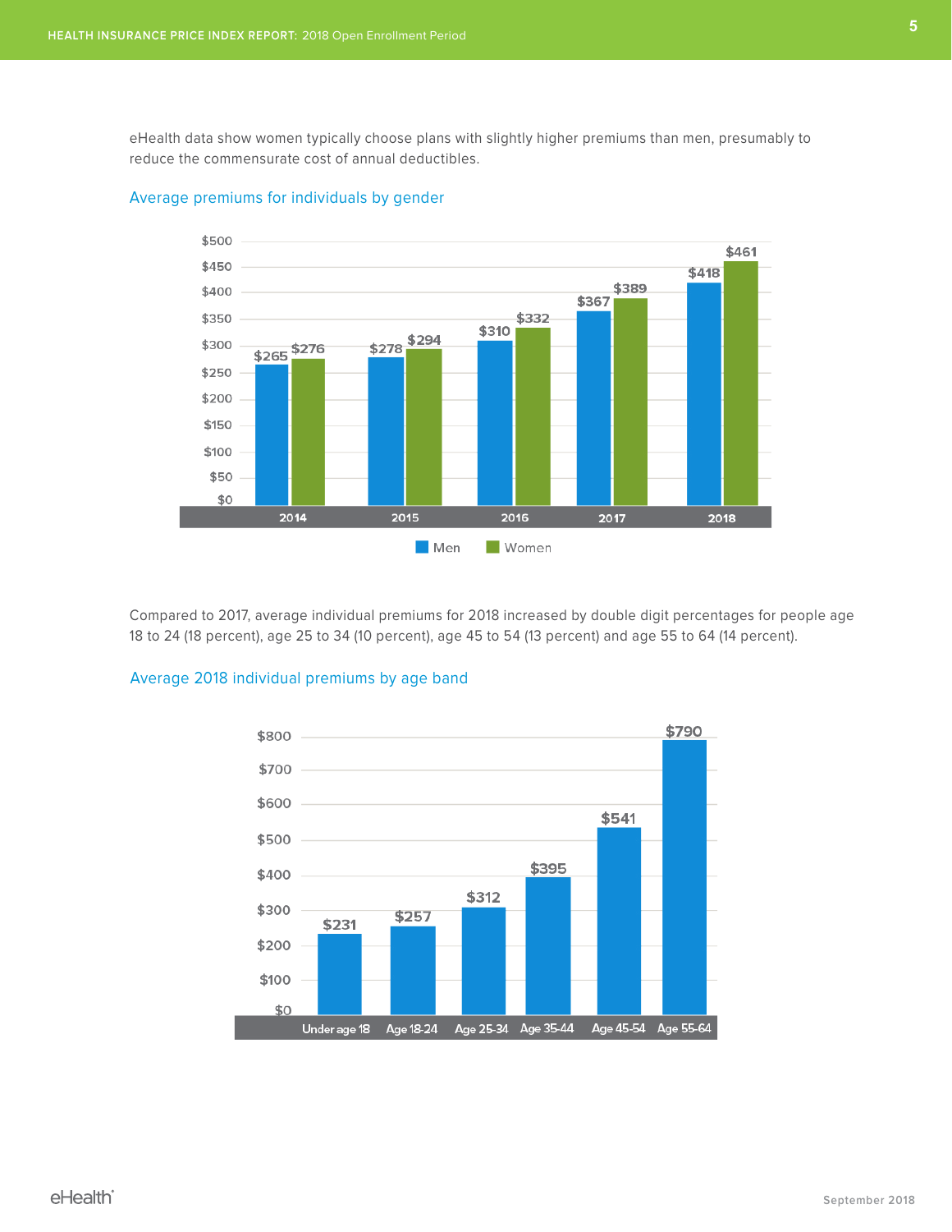eHealth data show women typically choose plans with slightly higher premiums than men, presumably to reduce the commensurate cost of annual deductibles.

### Average premiums for individuals by gender

| Year | Men | Women |
|---|---|---|
| 2014 | $265 | $276 |
| 2015 | $278 | $294 |
| 2016 | $310 | $332 |
| 2017 | $367 | $389 |
| 2018 | $418 | $461 |

Compared to 2017, average individual premiums for 2018 increased by double digit percentages for people age 18 to 24 (18 percent), age 25 to 34 (10 percent), age 45 to 54 (13 percent) and age 55 to 64 (14 percent).

### Average 2018 individual premiums by age band

| Age band | Average premium |
|---|---|
| Under age 18 | $231 |
| Age 18-24 | $257 |
| Age 25-34 | $312 |
| Age 35-44 | $395 |
| Age 45-54 | $541 |
| Age 55-64 | $790 |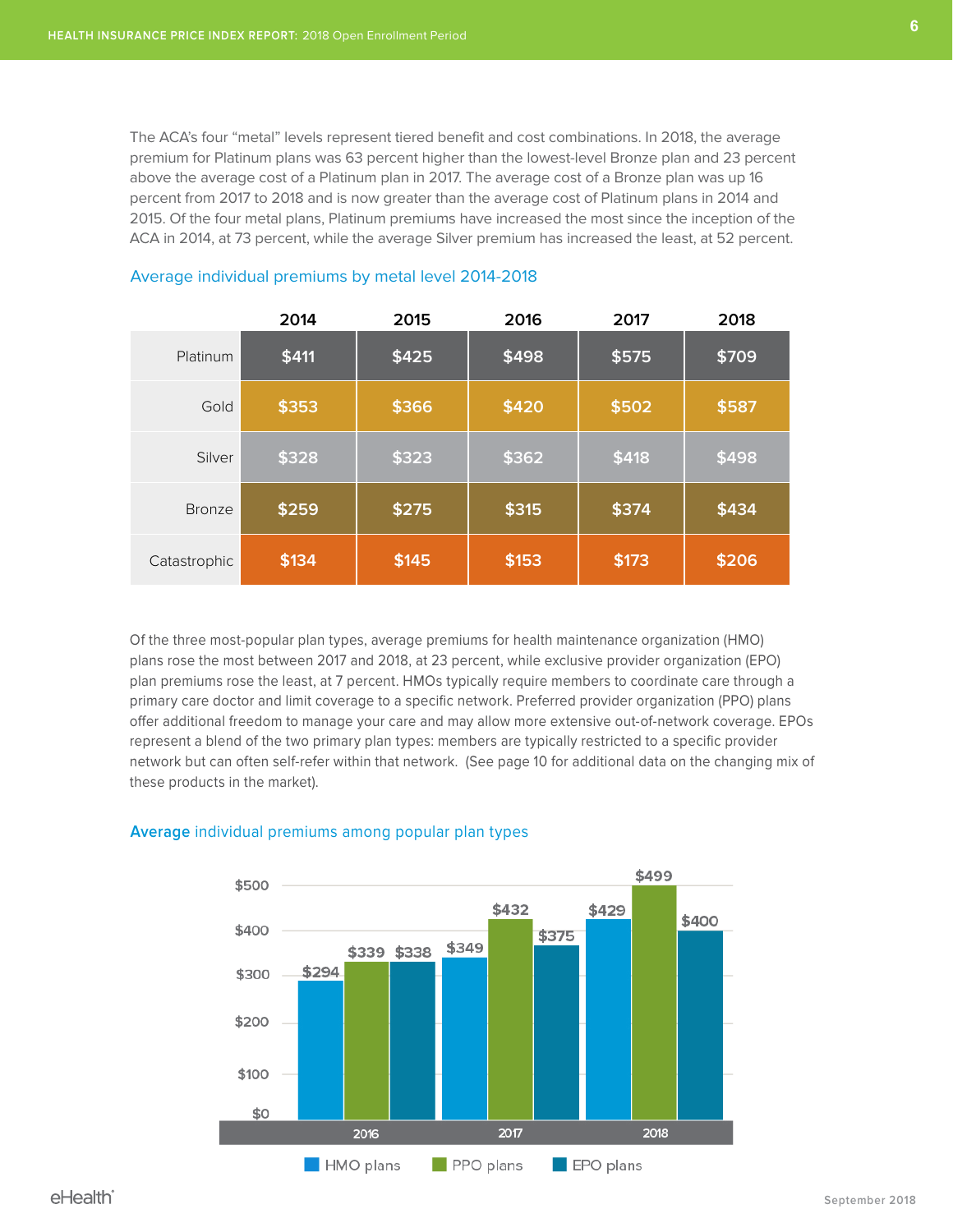The ACA's four "metal" levels represent tiered benefit and cost combinations. In 2018, the average premium for Platinum plans was 63 percent higher than the lowest-level Bronze plan and 23 percent above the average cost of a Platinum plan in 2017. The average cost of a Bronze plan was up 16 percent from 2017 to 2018 and is now greater than the average cost of Platinum plans in 2014 and 2015. Of the four metal plans, Platinum premiums have increased the most since the inception of the ACA in 2014, at 73 percent, while the average Silver premium has increased the least, at 52 percent.

### Average individual premiums by metal level 2014-2018

| | 2014 | 2015 | 2016 | 2017 | 2018 |
|---|---|---|---|---|---|
| Platinum | $411 | $425 | $498 | $575 | $709 |
| Gold | $353 | $366 | $420 | $502 | $587 |
| Silver | $328 | $323 | $362 | $418 | $498 |
| Bronze | $259 | $275 | $315 | $374 | $434 |
| Catastrophic | $134 | $145 | $153 | $173 | $206 |

Of the three most-popular plan types, average premiums for health maintenance organization (HMO) plans rose the most between 2017 and 2018, at 23 percent, while exclusive provider organization (EPO) plan premiums rose the least, at 7 percent. HMOs typically require members to coordinate care through a primary care doctor and limit coverage to a specific network. Preferred provider organization (PPO) plans offer additional freedom to manage your care and may allow more extensive out-of-network coverage. EPOs represent a blend of the two primary plan types: members are typically restricted to a specific provider network but can often self-refer within that network. (See page 10 for additional data on the changing mix of these products in the market).

### Average individual premiums among popular plan types

| | HMO plans | PPO plans | EPO plans |
|---|---|---|---|
| 2016 | $294 | $339 | $338 |
| 2017 | $349 | $432 | $375 |
| 2018 | $429 | $499 | $400 |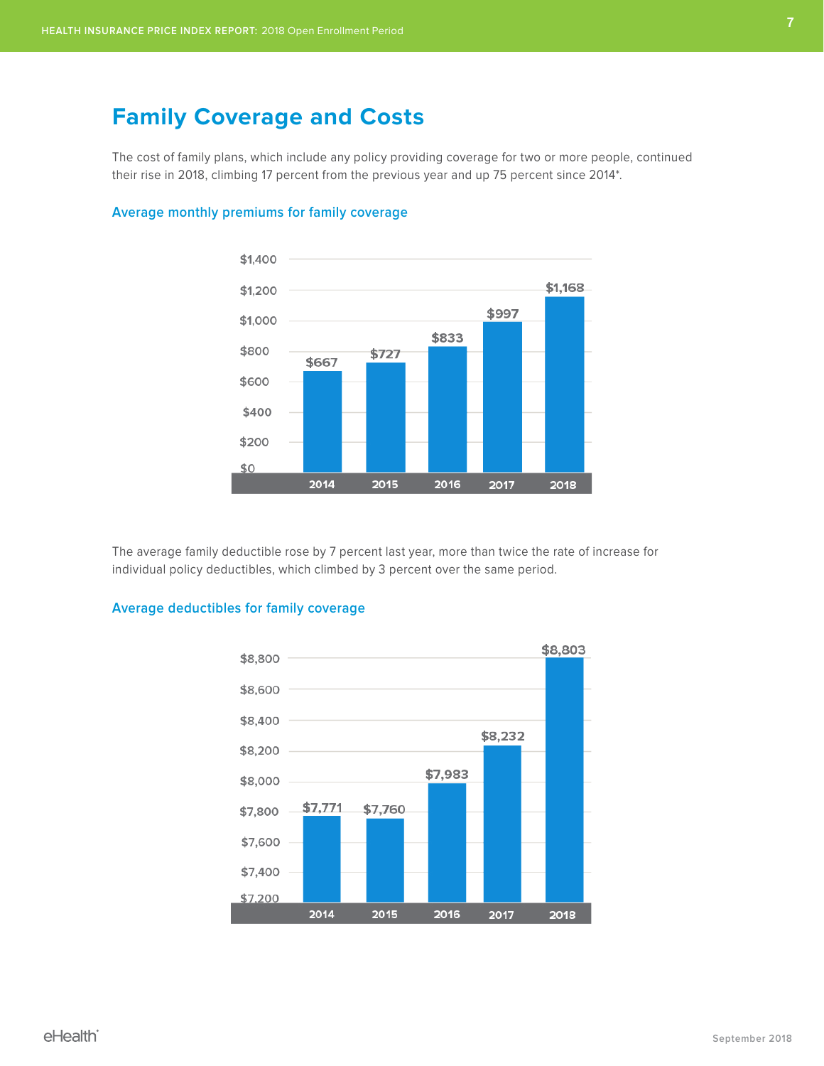# Family Coverage and Costs

The cost of family plans, which include any policy providing coverage for two or more people, continued their rise in 2018, climbing 17 percent from the previous year and up 75 percent since 2014*.

### Average monthly premiums for family coverage

| Year | Average monthly premium |
|---|---|
| 2014 | $667 |
| 2015 | $727 |
| 2016 | $833 |
| 2017 | $997 |
| 2018 | $1,168 |

The average family deductible rose by 7 percent last year, more than twice the rate of increase for individual policy deductibles, which climbed by 3 percent over the same period.

### Average deductibles for family coverage

| Year | Average deductible |
|---|---|
| 2014 | $7,771 |
| 2015 | $7,760 |
| 2016 | $7,983 |
| 2017 | $8,232 |
| 2018 | $8,803 |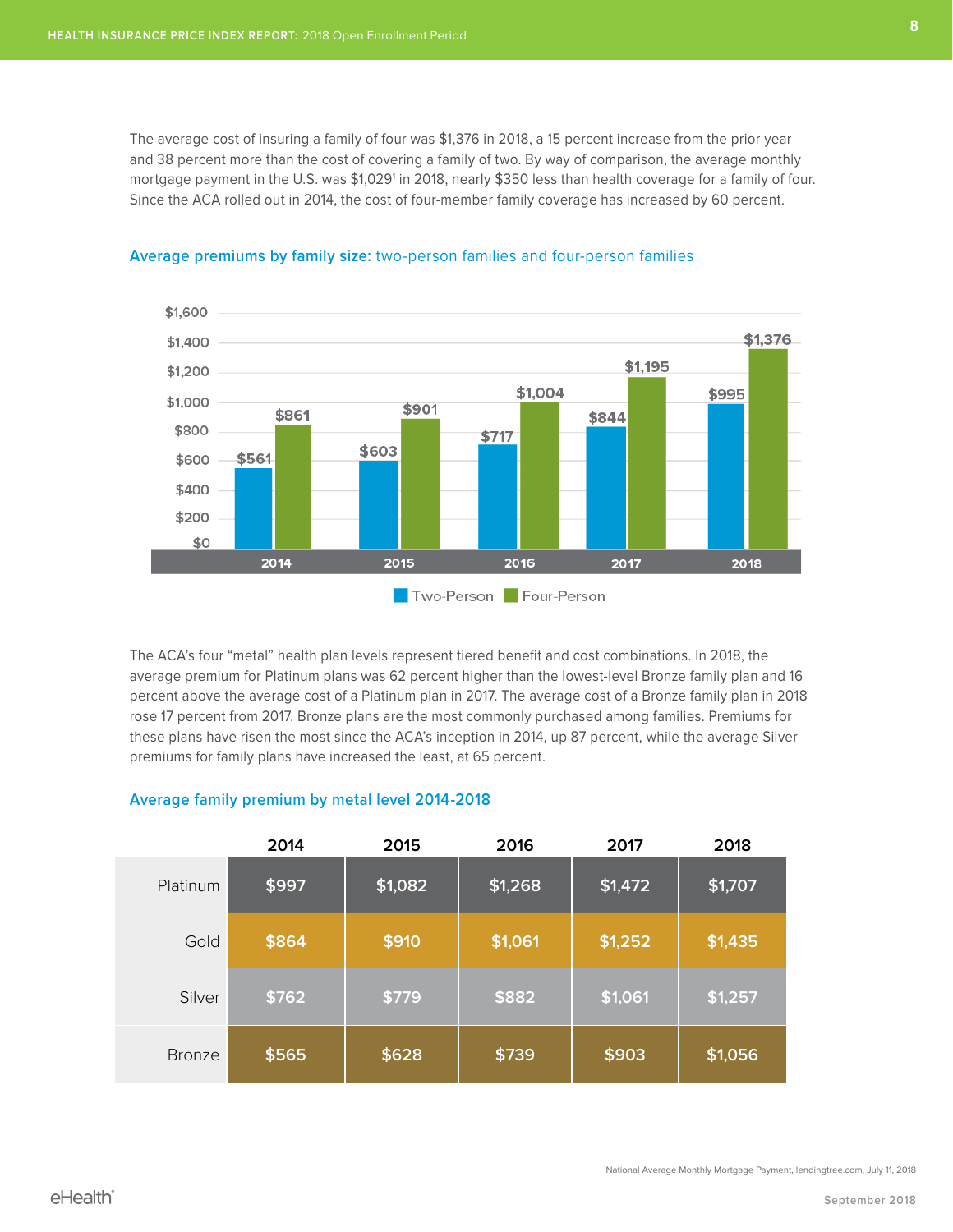The average cost of insuring a family of four was $1,376 in 2018, a 15 percent increase from the prior year and 38 percent more than the cost of covering a family of two. By way of comparison, the average monthly mortgage payment in the U.S. was $1,029[1] in 2018, nearly $350 less than health coverage for a family of four. Since the ACA rolled out in 2014, the cost of four-member family coverage has increased by 60 percent.

### Average premiums by family size: two-person families and four-person families

| Year | Two-Person | Four-Person |
|---|---|---|
| 2014 | $561 | $861 |
| 2015 | $603 | $901 |
| 2016 | $717 | $1,004 |
| 2017 | $844 | $1,195 |
| 2018 | $995 | $1,376 |

The ACA's four "metal" health plan levels represent tiered benefit and cost combinations. In 2018, the average premium for Platinum plans was 62 percent higher than the lowest-level Bronze family plan and 16 percent above the average cost of a Platinum plan in 2017. The average cost of a Bronze family plan in 2018 rose 17 percent from 2017. Bronze plans are the most commonly purchased among families. Premiums for these plans have risen the most since the ACA's inception in 2014, up 87 percent, while the average Silver premiums for family plans have increased the least, at 65 percent.

### Average family premium by metal level 2014-2018

| | 2014 | 2015 | 2016 | 2017 | 2018 |
|---|---|---|---|---|---|
| Platinum | $997 | $1,082 | $1,268 | $1,472 | $1,707 |
| Gold | $864 | $910 | $1,061 | $1,252 | $1,435 |
| Silver | $762 | $779 | $882 | $1,061 | $1,257 |
| Bronze | $565 | $628 | $739 | $903 | $1,056 |

[1] National Average Monthly Mortgage Payment, lendingtree.com, July 11, 2018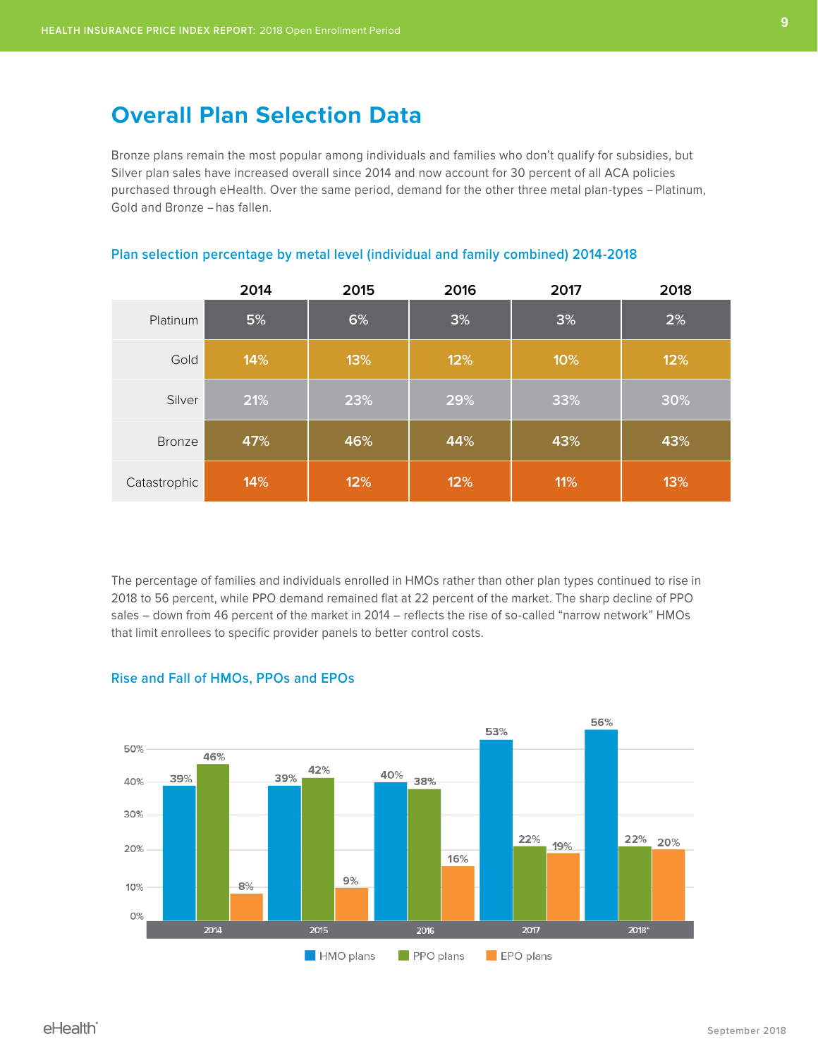## Overall Plan Selection Data

Bronze plans remain the most popular among individuals and families who don't qualify for subsidies, but Silver plan sales have increased overall since 2014 and now account for 30 percent of all ACA policies purchased through eHealth. Over the same period, demand for the other three metal plan-types – Platinum, Gold and Bronze – has fallen.

### Plan selection percentage by metal level (individual and family combined) 2014-2018

| | 2014 | 2015 | 2016 | 2017 | 2018 |
|---|---|---|---|---|---|
| Platinum | 5% | 6% | 3% | 3% | 2% |
| Gold | 14% | 13% | 12% | 10% | 12% |
| Silver | 21% | 23% | 29% | 33% | 30% |
| Bronze | 47% | 46% | 44% | 43% | 43% |
| Catastrophic | 14% | 12% | 12% | 11% | 13% |

The percentage of families and individuals enrolled in HMOs rather than other plan types continued to rise in 2018 to 56 percent, while PPO demand remained flat at 22 percent of the market. The sharp decline of PPO sales – down from 46 percent of the market in 2014 – reflects the rise of so-called "narrow network" HMOs that limit enrollees to specific provider panels to better control costs.

### Rise and Fall of HMOs, PPOs and EPOs

| | HMO plans | PPO plans | EPO plans |
|---|---|---|---|
| 2014 | 39% | 46% | 8% |
| 2015 | 39% | 42% | 9% |
| 2016 | 40% | 38% | 16% |
| 2017 | 53% | 22% | 19% |
| 2018* | 56% | 22% | 20% |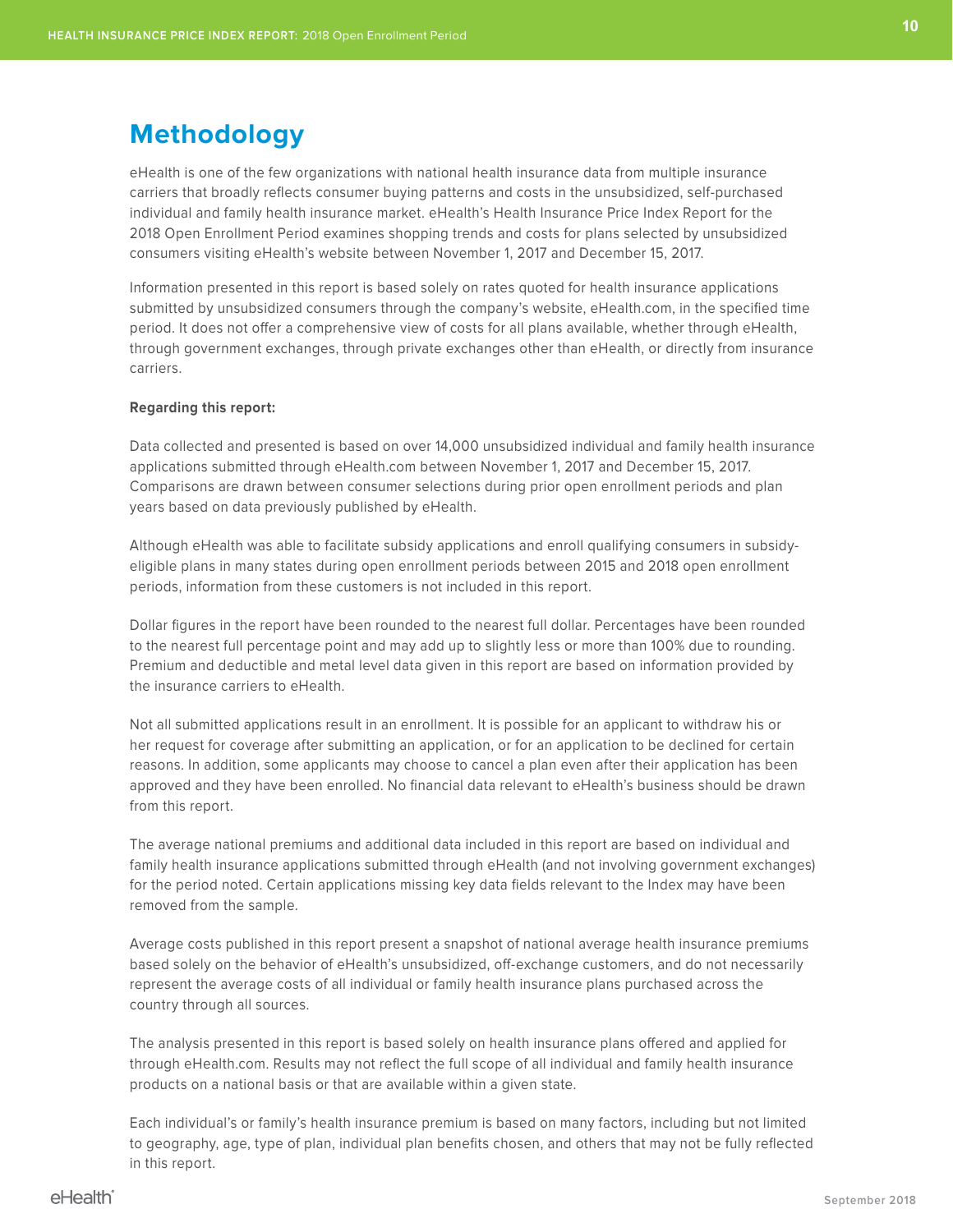# Methodology

eHealth is one of the few organizations with national health insurance data from multiple insurance carriers that broadly reflects consumer buying patterns and costs in the unsubsidized, self-purchased individual and family health insurance market. eHealth's Health Insurance Price Index Report for the 2018 Open Enrollment Period examines shopping trends and costs for plans selected by unsubsidized consumers visiting eHealth's website between November 1, 2017 and December 15, 2017.

Information presented in this report is based solely on rates quoted for health insurance applications submitted by unsubsidized consumers through the company's website, eHealth.com, in the specified time period. It does not offer a comprehensive view of costs for all plans available, whether through eHealth, through government exchanges, through private exchanges other than eHealth, or directly from insurance carriers.

**Regarding this report:**

Data collected and presented is based on over 14,000 unsubsidized individual and family health insurance applications submitted through eHealth.com between November 1, 2017 and December 15, 2017. Comparisons are drawn between consumer selections during prior open enrollment periods and plan years based on data previously published by eHealth.

Although eHealth was able to facilitate subsidy applications and enroll qualifying consumers in subsidy-eligible plans in many states during open enrollment periods between 2015 and 2018 open enrollment periods, information from these customers is not included in this report.

Dollar figures in the report have been rounded to the nearest full dollar. Percentages have been rounded to the nearest full percentage point and may add up to slightly less or more than 100% due to rounding. Premium and deductible and metal level data given in this report are based on information provided by the insurance carriers to eHealth.

Not all submitted applications result in an enrollment. It is possible for an applicant to withdraw his or her request for coverage after submitting an application, or for an application to be declined for certain reasons. In addition, some applicants may choose to cancel a plan even after their application has been approved and they have been enrolled. No financial data relevant to eHealth's business should be drawn from this report.

The average national premiums and additional data included in this report are based on individual and family health insurance applications submitted through eHealth (and not involving government exchanges) for the period noted. Certain applications missing key data fields relevant to the Index may have been removed from the sample.

Average costs published in this report present a snapshot of national average health insurance premiums based solely on the behavior of eHealth's unsubsidized, off-exchange customers, and do not necessarily represent the average costs of all individual or family health insurance plans purchased across the country through all sources.

The analysis presented in this report is based solely on health insurance plans offered and applied for through eHealth.com. Results may not reflect the full scope of all individual and family health insurance products on a national basis or that are available within a given state.

Each individual's or family's health insurance premium is based on many factors, including but not limited to geography, age, type of plan, individual plan benefits chosen, and others that may not be fully reflected in this report.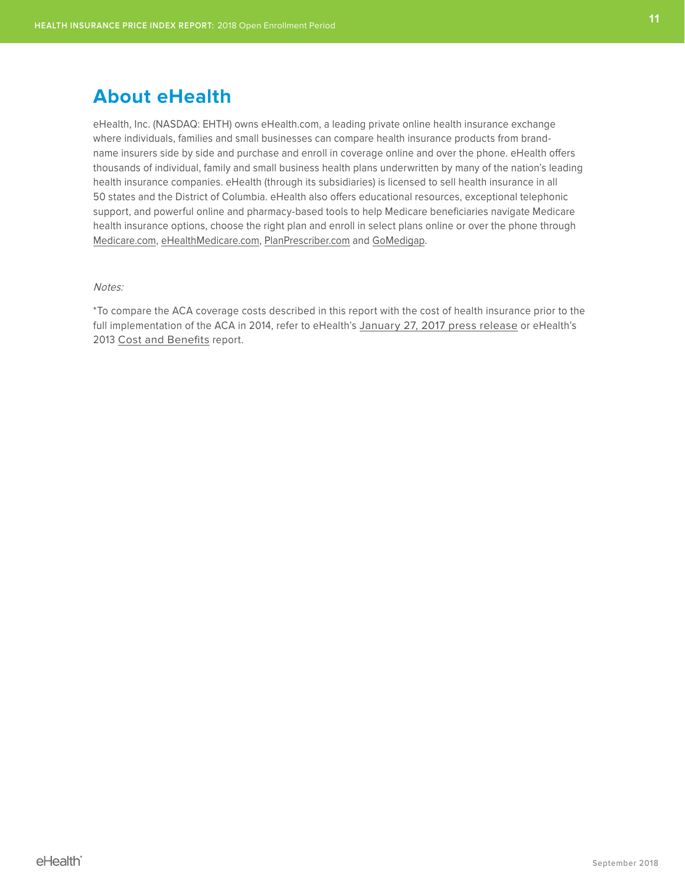## About eHealth

eHealth, Inc. (NASDAQ: EHTH) owns eHealth.com, a leading private online health insurance exchange where individuals, families and small businesses can compare health insurance products from brand-name insurers side by side and purchase and enroll in coverage online and over the phone. eHealth offers thousands of individual, family and small business health plans underwritten by many of the nation's leading health insurance companies. eHealth (through its subsidiaries) is licensed to sell health insurance in all 50 states and the District of Columbia. eHealth also offers educational resources, exceptional telephonic support, and powerful online and pharmacy-based tools to help Medicare beneficiaries navigate Medicare health insurance options, choose the right plan and enroll in select plans online or over the phone through Medicare.com, eHealthMedicare.com, PlanPrescriber.com and GoMedigap.

*Notes:*

*To compare the ACA coverage costs described in this report with the cost of health insurance prior to the full implementation of the ACA in 2014, refer to eHealth's January 27, 2017 press release or eHealth's 2013 Cost and Benefits report.